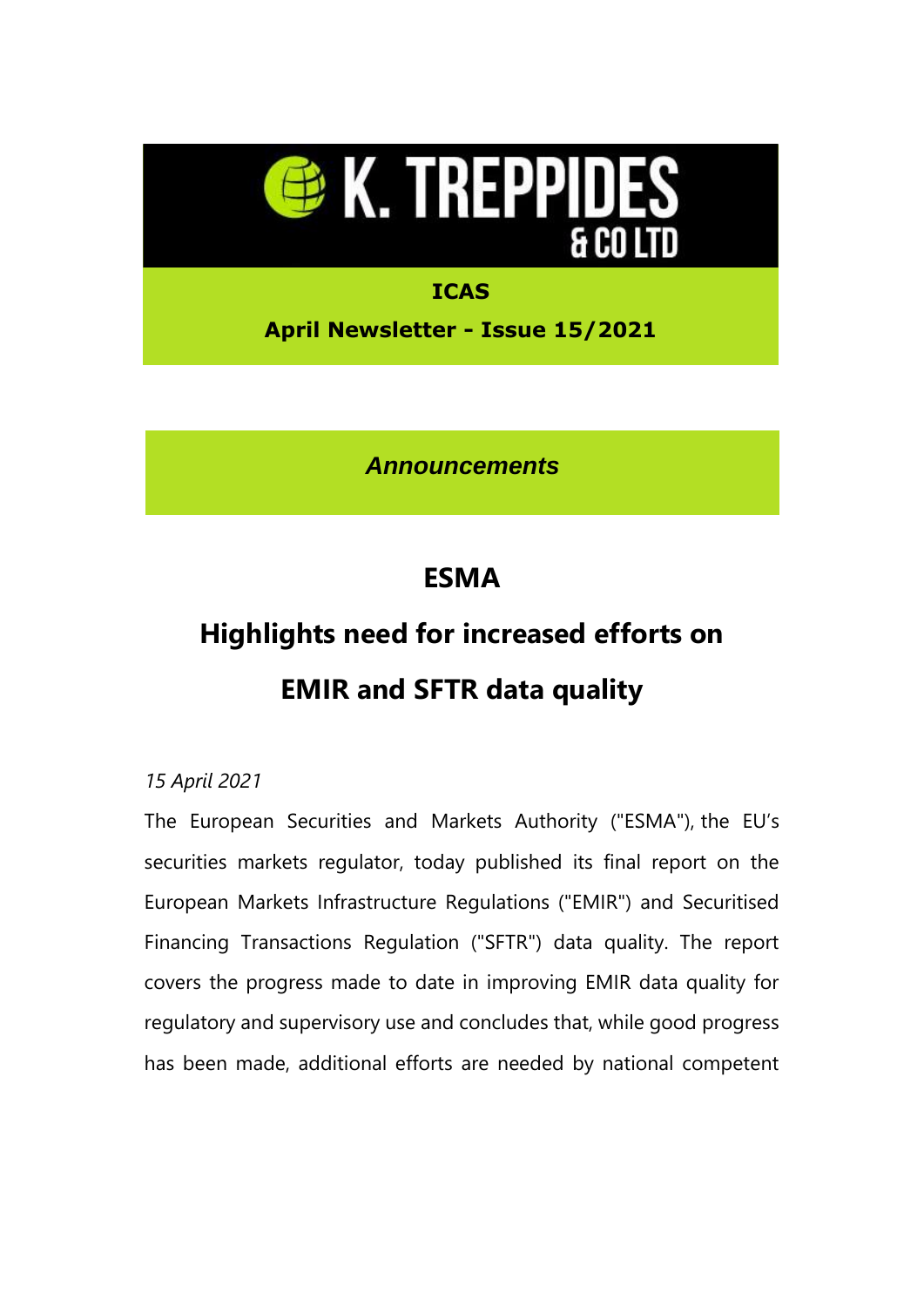# K. TREPPIDES & CO LTD

**ICAS**

**April Newsletter - Issue 15/2021**

***Announcements***

## ESMA

## Highlights need for increased efforts on EMIR and SFTR data quality

*15 April 2021*

The European Securities and Markets Authority ("ESMA"), the EU's securities markets regulator, today published its final report on the European Markets Infrastructure Regulations ("EMIR") and Securitised Financing Transactions Regulation ("SFTR") data quality. The report covers the progress made to date in improving EMIR data quality for regulatory and supervisory use and concludes that, while good progress has been made, additional efforts are needed by national competent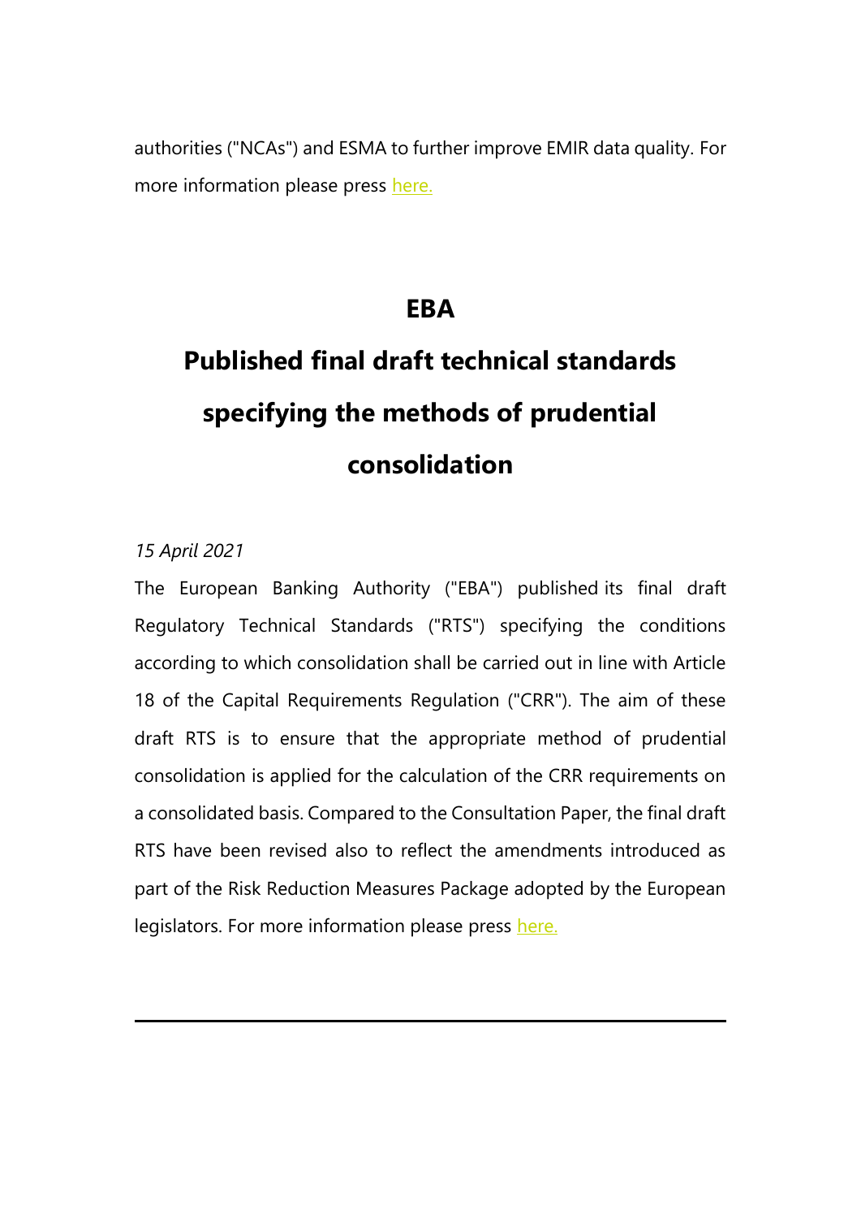authorities ("NCAs") and ESMA to further improve EMIR data quality. For more information please press here.

## EBA

## Published final draft technical standards specifying the methods of prudential consolidation

*15 April 2021*

The European Banking Authority ("EBA") published its final draft Regulatory Technical Standards ("RTS") specifying the conditions according to which consolidation shall be carried out in line with Article 18 of the Capital Requirements Regulation ("CRR"). The aim of these draft RTS is to ensure that the appropriate method of prudential consolidation is applied for the calculation of the CRR requirements on a consolidated basis. Compared to the Consultation Paper, the final draft RTS have been revised also to reflect the amendments introduced as part of the Risk Reduction Measures Package adopted by the European legislators. For more information please press here.

---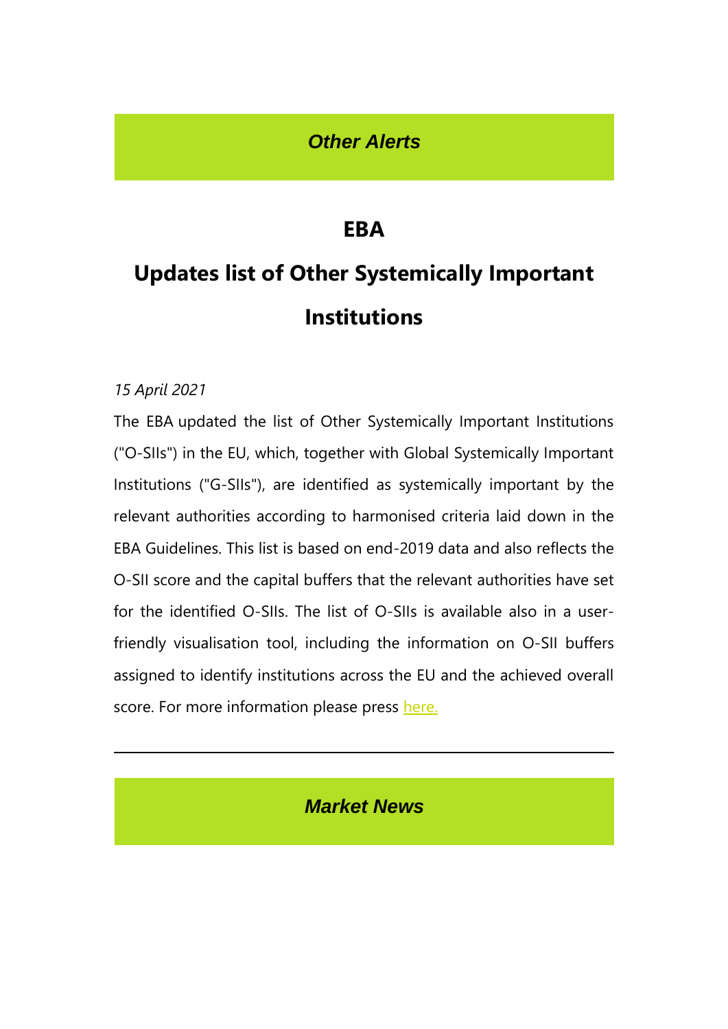## *Other Alerts*

# EBA

# Updates list of Other Systemically Important Institutions

*15 April 2021*

The EBA updated the list of Other Systemically Important Institutions ("O-SIIs") in the EU, which, together with Global Systemically Important Institutions ("G-SIIs"), are identified as systemically important by the relevant authorities according to harmonised criteria laid down in the EBA Guidelines. This list is based on end-2019 data and also reflects the O-SII score and the capital buffers that the relevant authorities have set for the identified O-SIIs. The list of O-SIIs is available also in a user-friendly visualisation tool, including the information on O-SII buffers assigned to identify institutions across the EU and the achieved overall score. For more information please press here.

---

## *Market News*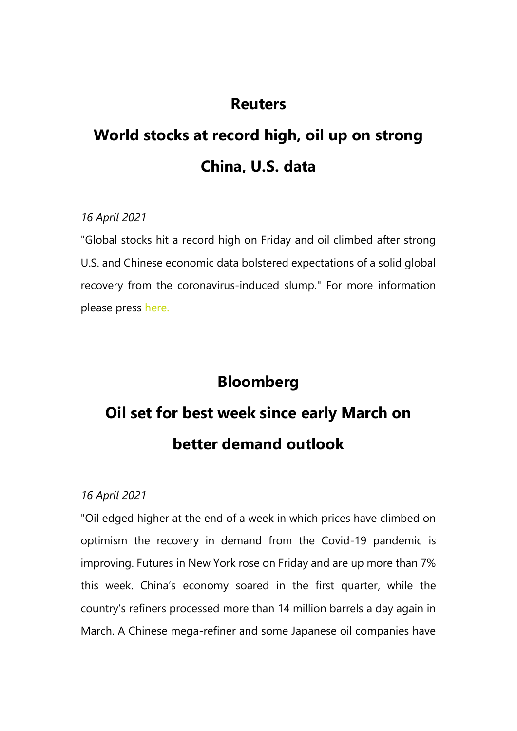## Reuters

## World stocks at record high, oil up on strong China, U.S. data

*16 April 2021*

"Global stocks hit a record high on Friday and oil climbed after strong U.S. and Chinese economic data bolstered expectations of a solid global recovery from the coronavirus-induced slump." For more information please press here.

## Bloomberg

## Oil set for best week since early March on better demand outlook

*16 April 2021*

"Oil edged higher at the end of a week in which prices have climbed on optimism the recovery in demand from the Covid-19 pandemic is improving. Futures in New York rose on Friday and are up more than 7% this week. China's economy soared in the first quarter, while the country's refiners processed more than 14 million barrels a day again in March. A Chinese mega-refiner and some Japanese oil companies have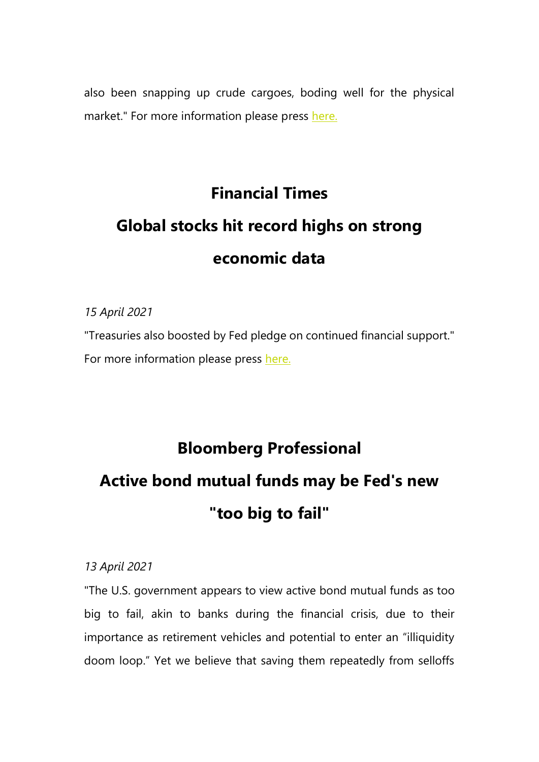also been snapping up crude cargoes, boding well for the physical market." For more information please press here.

## Financial Times

## Global stocks hit record highs on strong economic data

*15 April 2021*

"Treasuries also boosted by Fed pledge on continued financial support." For more information please press here.

## Bloomberg Professional

## Active bond mutual funds may be Fed's new "too big to fail"

*13 April 2021*

"The U.S. government appears to view active bond mutual funds as too big to fail, akin to banks during the financial crisis, due to their importance as retirement vehicles and potential to enter an “illiquidity doom loop.” Yet we believe that saving them repeatedly from selloffs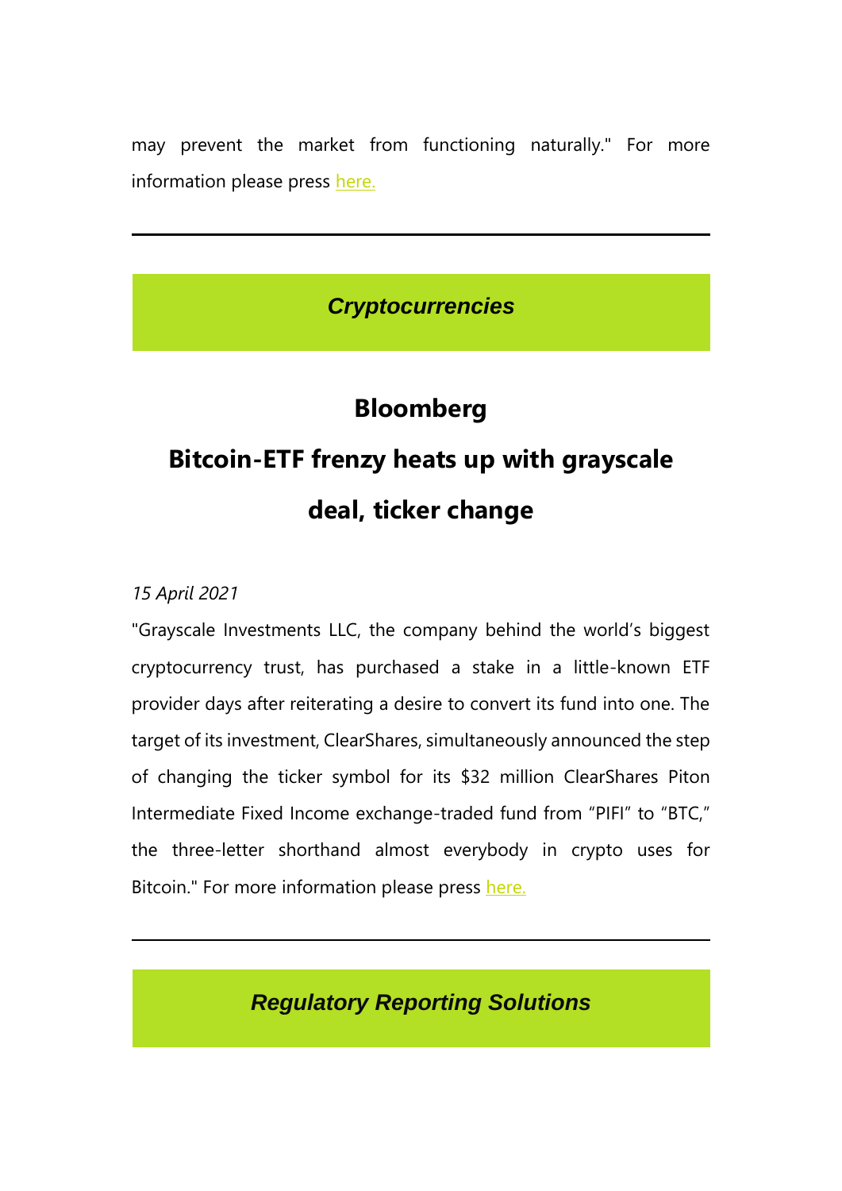may prevent the market from functioning naturally." For more information please press here.

---

## *Cryptocurrencies*

### Bloomberg
### Bitcoin-ETF frenzy heats up with grayscale deal, ticker change

*15 April 2021*

"Grayscale Investments LLC, the company behind the world's biggest cryptocurrency trust, has purchased a stake in a little-known ETF provider days after reiterating a desire to convert its fund into one. The target of its investment, ClearShares, simultaneously announced the step of changing the ticker symbol for its $32 million ClearShares Piton Intermediate Fixed Income exchange-traded fund from "PIFI" to "BTC," the three-letter shorthand almost everybody in crypto uses for Bitcoin." For more information please press here.

---

## *Regulatory Reporting Solutions*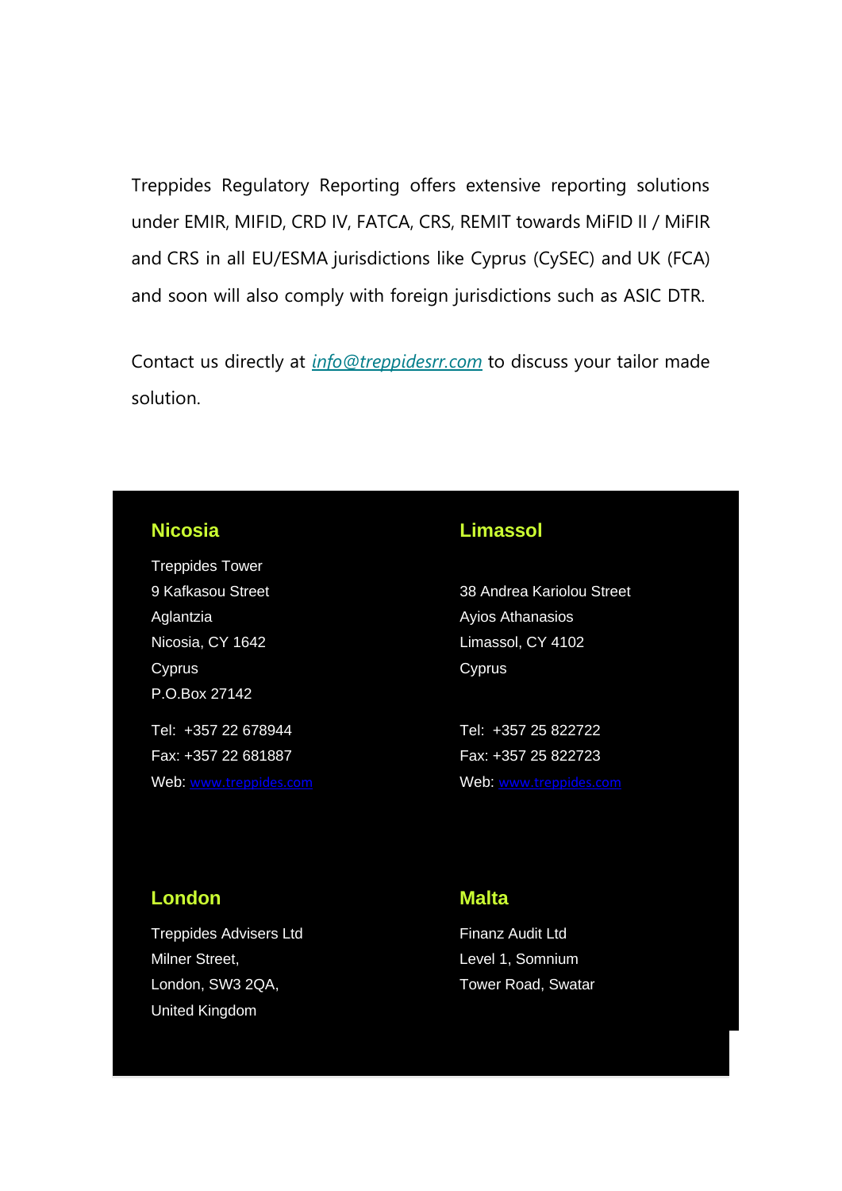Treppides Regulatory Reporting offers extensive reporting solutions under EMIR, MIFID, CRD IV, FATCA, CRS, REMIT towards MiFID II / MiFIR and CRS in all EU/ESMA jurisdictions like Cyprus (CySEC) and UK (FCA) and soon will also comply with foreign jurisdictions such as ASIC DTR.

Contact us directly at *info@treppidesrr.com* to discuss your tailor made solution.

## Nicosia

Treppides Tower
9 Kafkasou Street
Aglantzia
Nicosia, CY 1642
Cyprus
P.O.Box 27142

Tel: +357 22 678944
Fax: +357 22 681887
Web: www.treppides.com

## Limassol

38 Andrea Kariolou Street
Ayios Athanasios
Limassol, CY 4102
Cyprus

Tel: +357 25 822722
Fax: +357 25 822723
Web: www.treppides.com

## London

Treppides Advisers Ltd
Milner Street,
London, SW3 2QA,
United Kingdom

## Malta

Finanz Audit Ltd
Level 1, Somnium
Tower Road, Swatar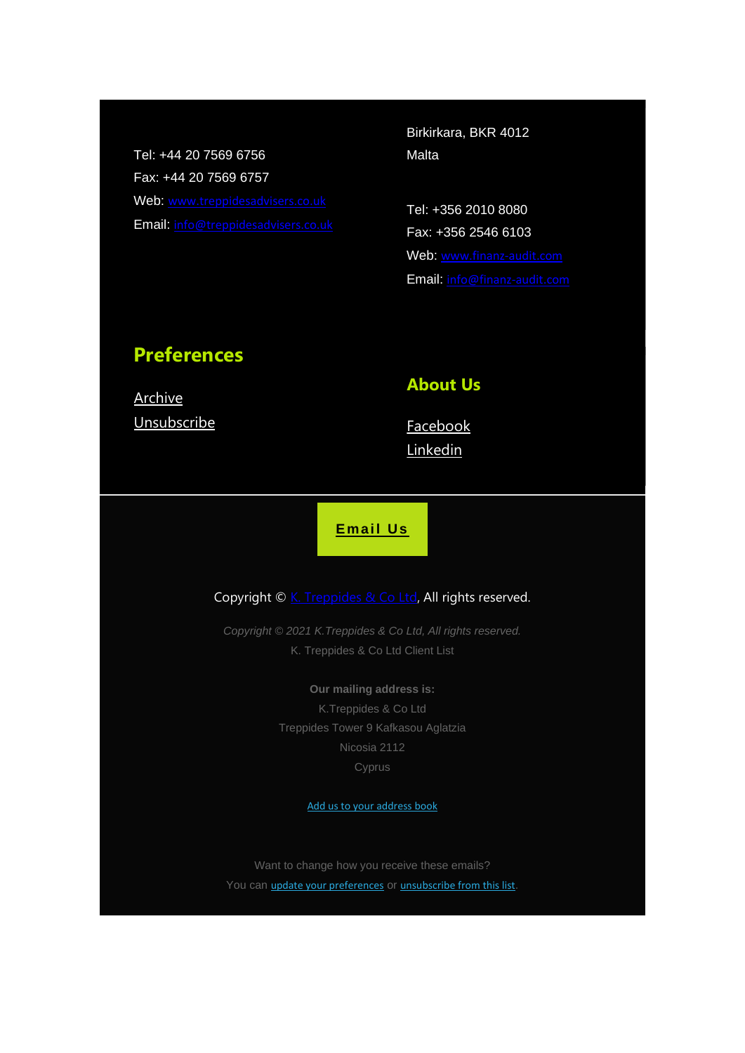Tel: +44 20 7569 6756
Fax: +44 20 7569 6757
Web: [www.treppidesadvisers.co.uk](http://www.treppidesadvisers.co.uk)
Email: [info@treppidesadvisers.co.uk](mailto:info@treppidesadvisers.co.uk)

Birkirkara, BKR 4012
Malta

Tel: +356 2010 8080
Fax: +356 2546 6103
Web: [www.finanz-audit.com](http://www.finanz-audit.com)
Email: [info@finanz-audit.com](mailto:info@finanz-audit.com)

## Preferences

Archive
Unsubscribe

## About Us

Facebook
Linkedin

**Email Us**

Copyright © K. Treppides & Co Ltd, All rights reserved.

*Copyright © 2021 K.Treppides & Co Ltd, All rights reserved.*
K. Treppides & Co Ltd Client List

**Our mailing address is:**
K.Treppides & Co Ltd
Treppides Tower 9 Kafkasou Aglatzia
Nicosia 2112
Cyprus

Add us to your address book

Want to change how you receive these emails?
You can update your preferences or unsubscribe from this list.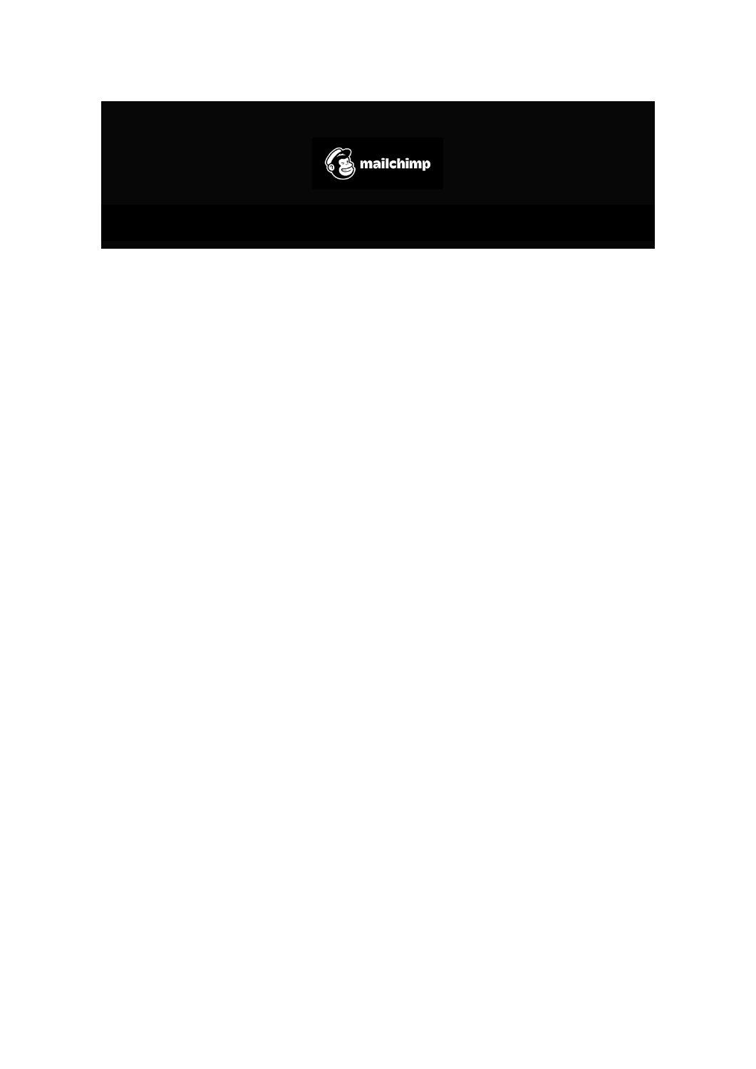mailchimp